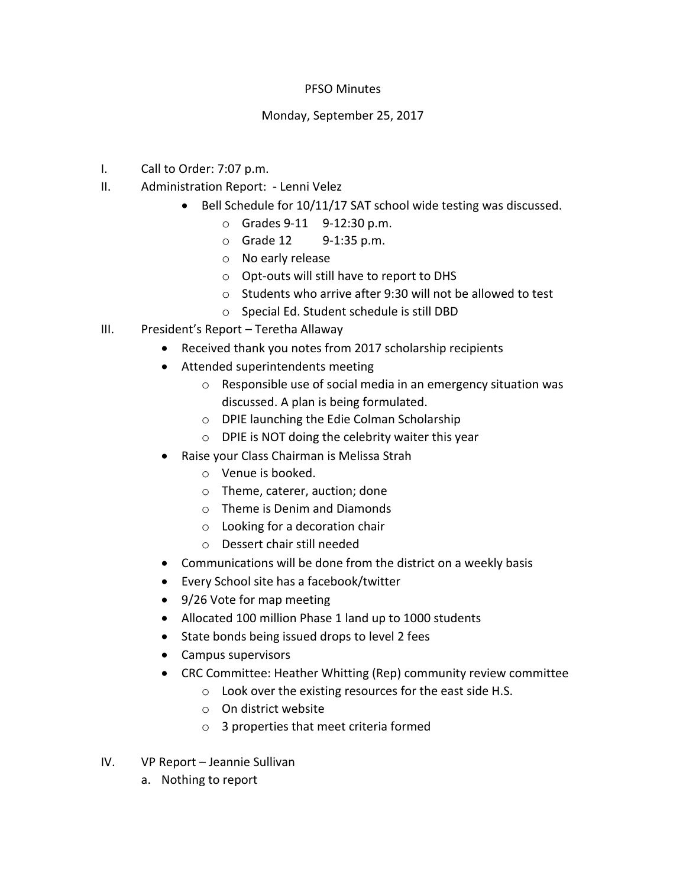PFSO Minutes

Monday, September 25, 2017

I. Call to Order: 7:07 p.m.

II. Administration Report: - Lenni Velez
   - Bell Schedule for 10/11/17 SAT school wide testing was discussed.
     - Grades 9-11 9-12:30 p.m.
     - Grade 12 9-1:35 p.m.
     - No early release
     - Opt-outs will still have to report to DHS
     - Students who arrive after 9:30 will not be allowed to test
     - Special Ed. Student schedule is still DBD

III. President's Report – Teretha Allaway
   - Received thank you notes from 2017 scholarship recipients
   - Attended superintendents meeting
     - Responsible use of social media in an emergency situation was discussed. A plan is being formulated.
     - DPIE launching the Edie Colman Scholarship
     - DPIE is NOT doing the celebrity waiter this year
   - Raise your Class Chairman is Melissa Strah
     - Venue is booked.
     - Theme, caterer, auction; done
     - Theme is Denim and Diamonds
     - Looking for a decoration chair
     - Dessert chair still needed
   - Communications will be done from the district on a weekly basis
   - Every School site has a facebook/twitter
   - 9/26 Vote for map meeting
   - Allocated 100 million Phase 1 land up to 1000 students
   - State bonds being issued drops to level 2 fees
   - Campus supervisors
   - CRC Committee: Heather Whitting (Rep) community review committee
     - Look over the existing resources for the east side H.S.
     - On district website
     - 3 properties that meet criteria formed

IV. VP Report – Jeannie Sullivan
   a. Nothing to report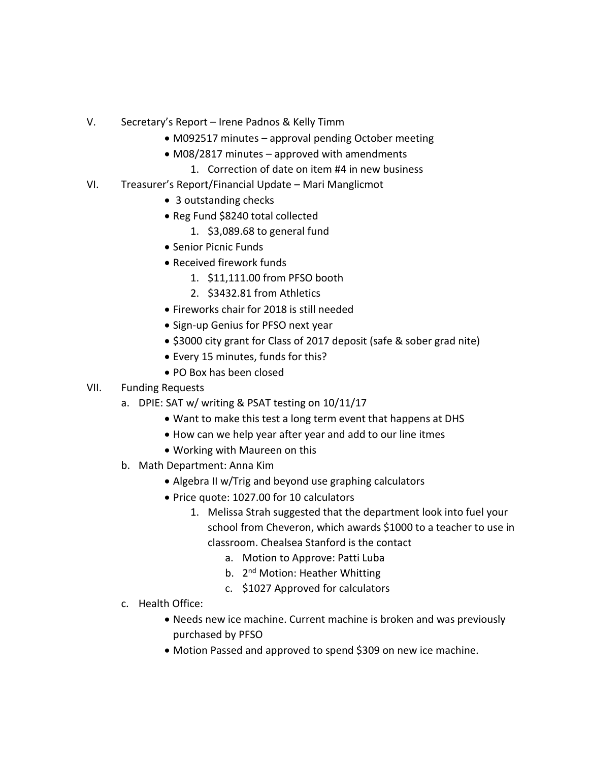V. Secretary's Report – Irene Padnos & Kelly Timm

- M092517 minutes – approval pending October meeting
- M08/2817 minutes – approved with amendments
  1. Correction of date on item #4 in new business

VI. Treasurer's Report/Financial Update – Mari Manglicmot

- 3 outstanding checks
- Reg Fund $8240 total collected
  1. $3,089.68 to general fund
- Senior Picnic Funds
- Received firework funds
  1. $11,111.00 from PFSO booth
  2. $3432.81 from Athletics
- Fireworks chair for 2018 is still needed
- Sign-up Genius for PFSO next year
- $3000 city grant for Class of 2017 deposit (safe & sober grad nite)
- Every 15 minutes, funds for this?
- PO Box has been closed

VII. Funding Requests

a. DPIE: SAT w/ writing & PSAT testing on 10/11/17
   - Want to make this test a long term event that happens at DHS
   - How can we help year after year and add to our line itmes
   - Working with Maureen on this

b. Math Department: Anna Kim
   - Algebra II w/Trig and beyond use graphing calculators
   - Price quote: 1027.00 for 10 calculators
     1. Melissa Strah suggested that the department look into fuel your school from Cheveron, which awards $1000 to a teacher to use in classroom. Chealsea Stanford is the contact
        a. Motion to Approve: Patti Luba
        b. 2nd Motion: Heather Whitting
        c. $1027 Approved for calculators

c. Health Office:
   - Needs new ice machine. Current machine is broken and was previously purchased by PFSO
   - Motion Passed and approved to spend $309 on new ice machine.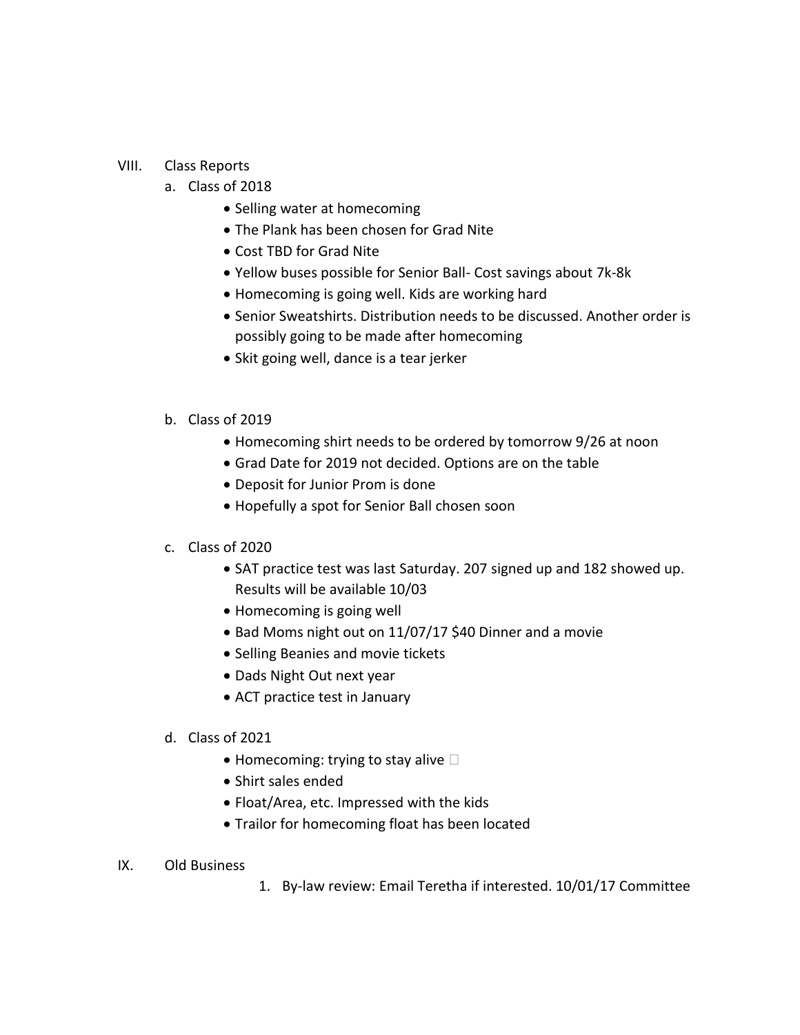VIII. Class Reports

a. Class of 2018

- Selling water at homecoming
- The Plank has been chosen for Grad Nite
- Cost TBD for Grad Nite
- Yellow buses possible for Senior Ball- Cost savings about 7k-8k
- Homecoming is going well. Kids are working hard
- Senior Sweatshirts. Distribution needs to be discussed. Another order is possibly going to be made after homecoming
- Skit going well, dance is a tear jerker

b. Class of 2019

- Homecoming shirt needs to be ordered by tomorrow 9/26 at noon
- Grad Date for 2019 not decided. Options are on the table
- Deposit for Junior Prom is done
- Hopefully a spot for Senior Ball chosen soon

c. Class of 2020

- SAT practice test was last Saturday. 207 signed up and 182 showed up. Results will be available 10/03
- Homecoming is going well
- Bad Moms night out on 11/07/17 $40 Dinner and a movie
- Selling Beanies and movie tickets
- Dads Night Out next year
- ACT practice test in January

d. Class of 2021

- Homecoming: trying to stay alive
- Shirt sales ended
- Float/Area, etc. Impressed with the kids
- Trailor for homecoming float has been located

IX. Old Business

1. By-law review: Email Teretha if interested. 10/01/17 Committee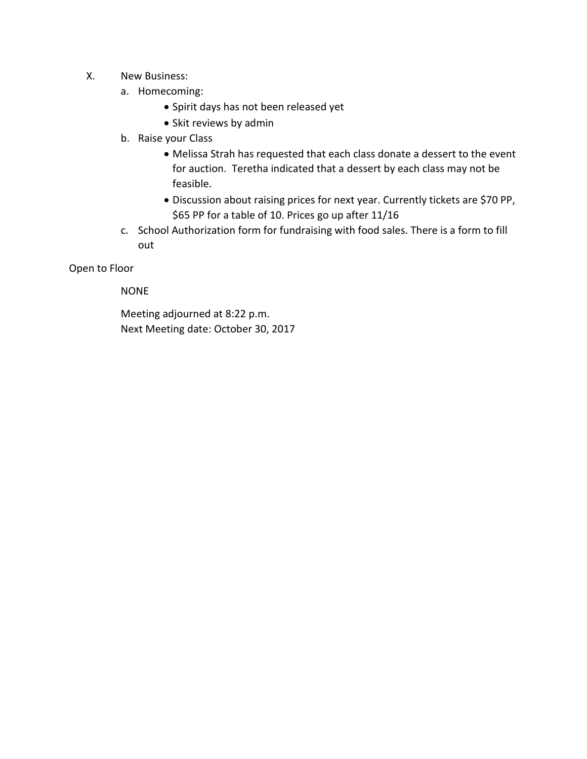X. New Business:

a. Homecoming:
   - Spirit days has not been released yet
   - Skit reviews by admin

b. Raise your Class
   - Melissa Strah has requested that each class donate a dessert to the event for auction. Teretha indicated that a dessert by each class may not be feasible.
   - Discussion about raising prices for next year. Currently tickets are $70 PP, $65 PP for a table of 10. Prices go up after 11/16

c. School Authorization form for fundraising with food sales. There is a form to fill out

Open to Floor

NONE

Meeting adjourned at 8:22 p.m.
Next Meeting date: October 30, 2017